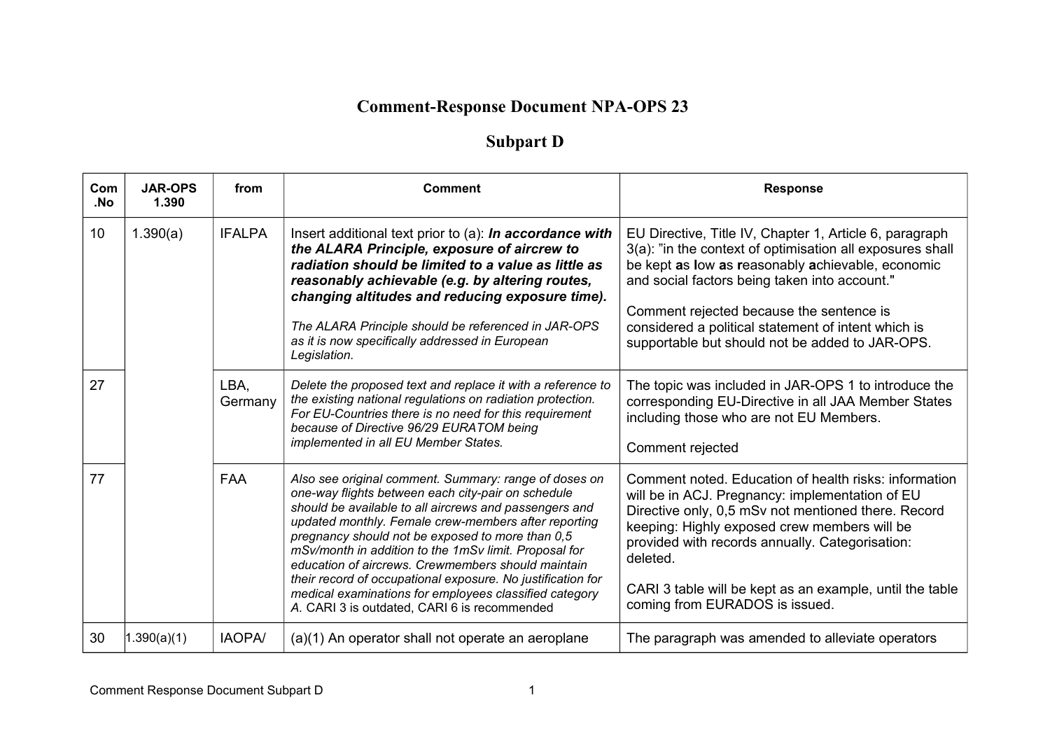# Comment-Response Document NPA-OPS 23

## Subpart D

| Com .No | JAR-OPS 1.390 | from | Comment | Response |
|---|---|---|---|---|
| 10 | 1.390(a) | IFALPA | Insert additional text prior to (a): ***In accordance with the ALARA Principle, exposure of aircrew to radiation should be limited to a value as little as reasonably achievable (e.g. by altering routes, changing altitudes and reducing exposure time).*** <br><br> *The ALARA Principle should be referenced in JAR-OPS as it is now specifically addressed in European Legislation.* | EU Directive, Title IV, Chapter 1, Article 6, paragraph 3(a): "in the context of optimisation all exposures shall be kept **a**s **l**ow **a**s **r**easonably **a**chievable, economic and social factors being taken into account." <br><br> Comment rejected because the sentence is considered a political statement of intent which is supportable but should not be added to JAR-OPS. |
| 27 | | LBA, Germany | *Delete the proposed text and replace it with a reference to the existing national regulations on radiation protection. For EU-Countries there is no need for this requirement because of Directive 96/29 EURATOM being implemented in all EU Member States.* | The topic was included in JAR-OPS 1 to introduce the corresponding EU-Directive in all JAA Member States including those who are not EU Members. <br><br> Comment rejected |
| 77 | | FAA | *Also see original comment. Summary: range of doses on one-way flights between each city-pair on schedule should be available to all aircrews and passengers and updated monthly. Female crew-members after reporting pregnancy should not be exposed to more than 0,5 mSv/month in addition to the 1mSv limit. Proposal for education of aircrews. Crewmembers should maintain their record of occupational exposure. No justification for medical examinations for employees classified category A.* CARI 3 is outdated, CARI 6 is recommended | Comment noted. Education of health risks: information will be in ACJ. Pregnancy: implementation of EU Directive only, 0,5 mSv not mentioned there. Record keeping: Highly exposed crew members will be provided with records annually. Categorisation: deleted. <br><br> CARI 3 table will be kept as an example, until the table coming from EURADOS is issued. |
| 30 | 1.390(a)(1) | IAOPA/ | (a)(1) An operator shall not operate an aeroplane | The paragraph was amended to alleviate operators |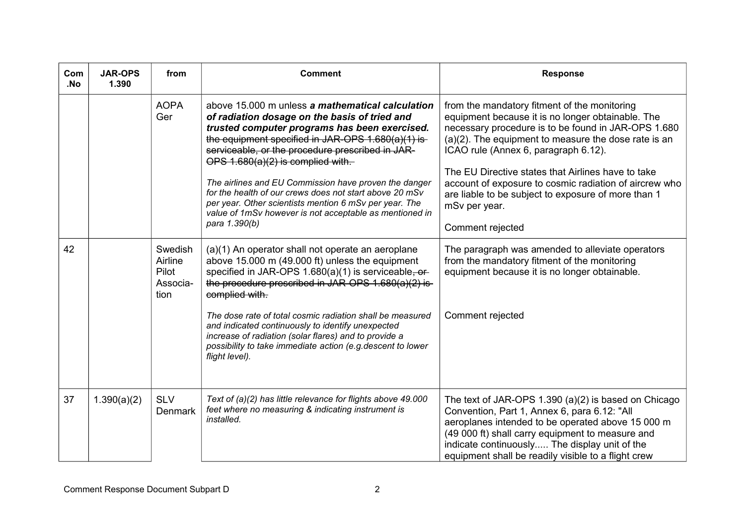| Com .No | JAR-OPS 1.390 | from | Comment | Response |
|---|---|---|---|---|
| | | AOPA Ger | above 15.000 m unless ***a mathematical calculation of radiation dosage on the basis of tried and trusted computer programs has been exercised.*** ~~the equipment specified in JAR-OPS 1.680(a)(1) is serviceable, or the procedure prescribed in JAR-OPS 1.680(a)(2) is complied with.~~<br><br>*The airlines and EU Commission have proven the danger for the health of our crews does not start above 20 mSv per year. Other scientists mention 6 mSv per year. The value of 1mSv however is not acceptable as mentioned in para 1.390(b)* | from the mandatory fitment of the monitoring equipment because it is no longer obtainable. The necessary procedure is to be found in JAR-OPS 1.680 (a)(2). The equipment to measure the dose rate is an ICAO rule (Annex 6, paragraph 6.12).<br><br>The EU Directive states that Airlines have to take account of exposure to cosmic radiation of aircrew who are liable to be subject to exposure of more than 1 mSv per year.<br><br>Comment rejected |
| 42 | | Swedish Airline Pilot Association | (a)(1) An operator shall not operate an aeroplane above 15.000 m (49.000 ft) unless the equipment specified in JAR-OPS 1.680(a)(1) is serviceable~~, or the procedure prescribed in JAR-OPS 1.680(a)(2) is complied with.~~<br><br>*The dose rate of total cosmic radiation shall be measured and indicated continuously to identify unexpected increase of radiation (solar flares) and to provide a possibility to take immediate action (e.g.descent to lower flight level).* | The paragraph was amended to alleviate operators from the mandatory fitment of the monitoring equipment because it is no longer obtainable.<br><br>Comment rejected |
| 37 | 1.390(a)(2) | SLV Denmark | *Text of (a)(2) has little relevance for flights above 49.000 feet where no measuring & indicating instrument is installed.* | The text of JAR-OPS 1.390 (a)(2) is based on Chicago Convention, Part 1, Annex 6, para 6.12: "All aeroplanes intended to be operated above 15 000 m (49 000 ft) shall carry equipment to measure and indicate continuously..... The display unit of the equipment shall be readily visible to a flight crew |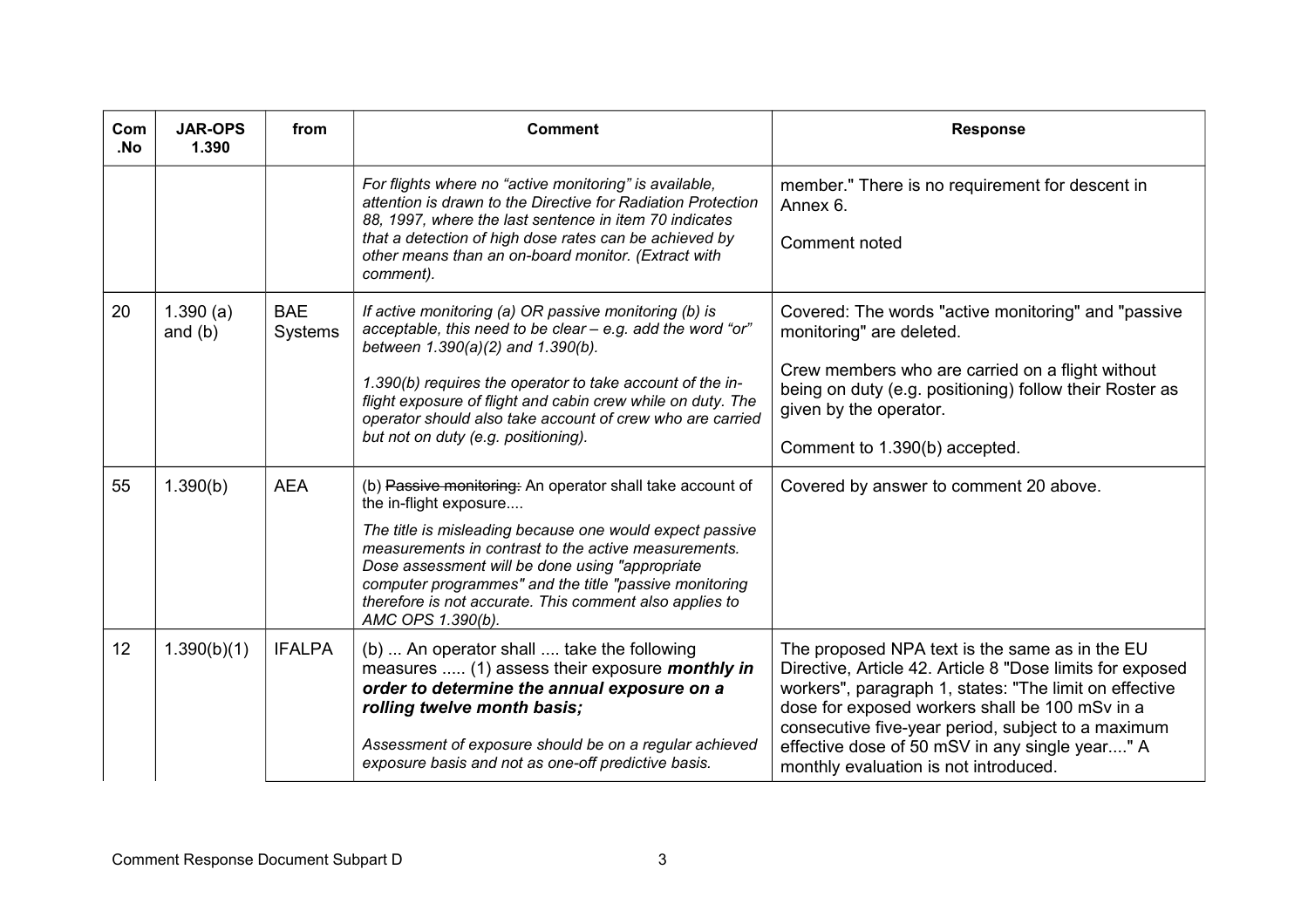| Com .No | JAR-OPS 1.390 | from | Comment | Response |
|---|---|---|---|---|
| | | | *For flights where no "active monitoring" is available, attention is drawn to the Directive for Radiation Protection 88, 1997, where the last sentence in item 70 indicates that a detection of high dose rates can be achieved by other means than an on-board monitor. (Extract with comment).* | member." There is no requirement for descent in Annex 6.<br><br>Comment noted |
| 20 | 1.390 (a) and (b) | BAE Systems | *If active monitoring (a) OR passive monitoring (b) is acceptable, this need to be clear – e.g. add the word "or" between 1.390(a)(2) and 1.390(b).*<br><br>*1.390(b) requires the operator to take account of the in-flight exposure of flight and cabin crew while on duty. The operator should also take account of crew who are carried but not on duty (e.g. positioning).* | Covered: The words "active monitoring" and "passive monitoring" are deleted.<br><br>Crew members who are carried on a flight without being on duty (e.g. positioning) follow their Roster as given by the operator.<br><br>Comment to 1.390(b) accepted. |
| 55 | 1.390(b) | AEA | (b) ~~Passive monitoring:~~ An operator shall take account of the in-flight exposure....<br><br>*The title is misleading because one would expect passive measurements in contrast to the active measurements. Dose assessment will be done using "appropriate computer programmes" and the title "passive monitoring therefore is not accurate. This comment also applies to AMC OPS 1.390(b).* | Covered by answer to comment 20 above. |
| 12 | 1.390(b)(1) | IFALPA | (b) ... An operator shall .... take the following measures ..... (1) assess their exposure ***monthly in order to determine the annual exposure on a rolling twelve month basis;***<br><br>*Assessment of exposure should be on a regular achieved exposure basis and not as one-off predictive basis.* | The proposed NPA text is the same as in the EU Directive, Article 42. Article 8 "Dose limits for exposed workers", paragraph 1, states: "The limit on effective dose for exposed workers shall be 100 mSv in a consecutive five-year period, subject to a maximum effective dose of 50 mSV in any single year...." A monthly evaluation is not introduced. |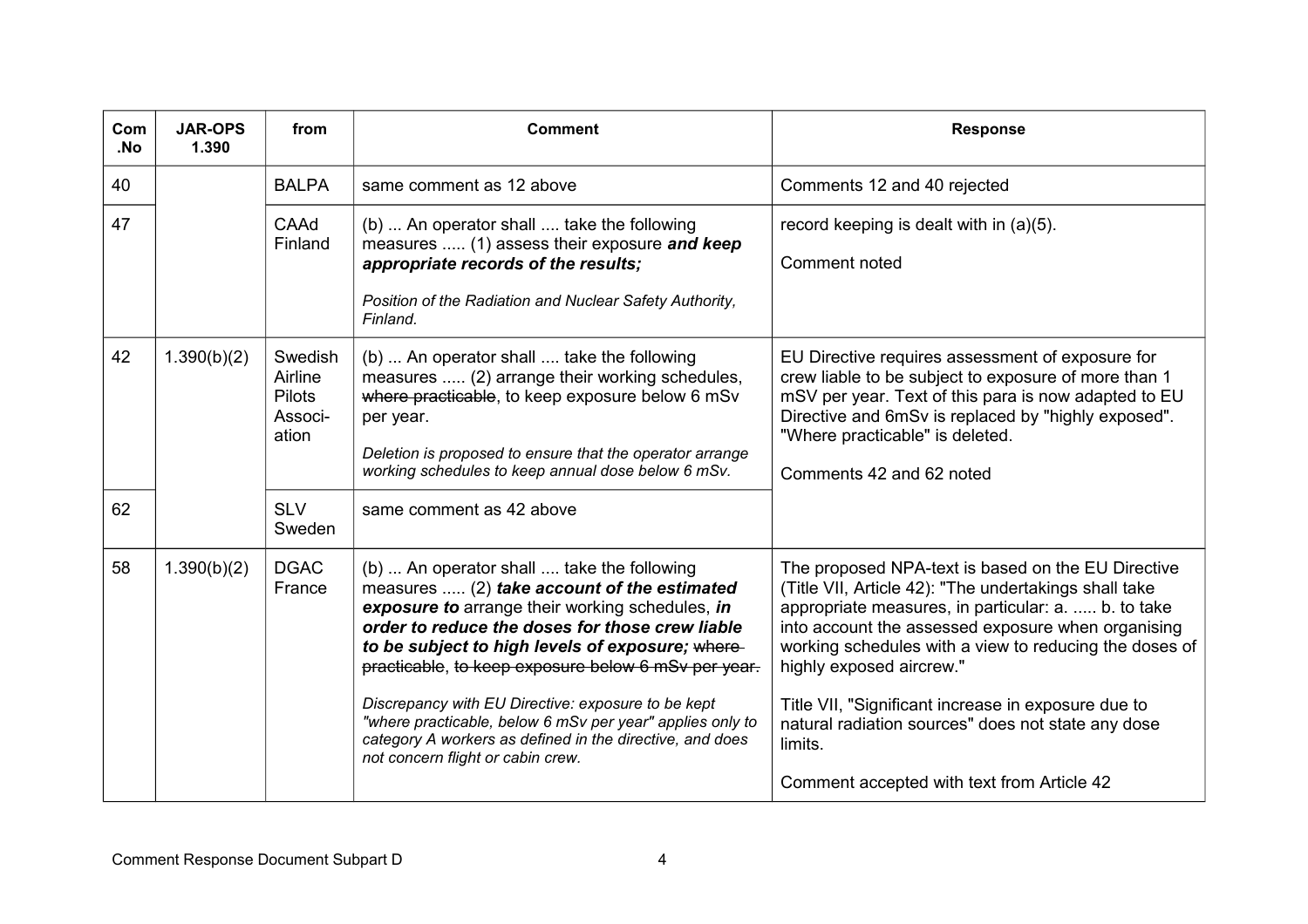| Com .No | JAR-OPS 1.390 | from | Comment | Response |
|---|---|---|---|---|
| 40 | | BALPA | same comment as 12 above | Comments 12 and 40 rejected |
| 47 | | CAAd Finland | (b) ... An operator shall .... take the following measures ..... (1) assess their exposure ***and keep appropriate records of the results;***<br><br>*Position of the Radiation and Nuclear Safety Authority, Finland.* | record keeping is dealt with in (a)(5).<br><br>Comment noted |
| 42 | 1.390(b)(2) | Swedish Airline Pilots Association | (b) ... An operator shall .... take the following measures ..... (2) arrange their working schedules, ~~where practicable~~, to keep exposure below 6 mSv per year.<br><br>*Deletion is proposed to ensure that the operator arrange working schedules to keep annual dose below 6 mSv.* | EU Directive requires assessment of exposure for crew liable to be subject to exposure of more than 1 mSV per year. Text of this para is now adapted to EU Directive and 6mSv is replaced by "highly exposed". "Where practicable" is deleted.<br><br>Comments 42 and 62 noted |
| 62 | | SLV Sweden | same comment as 42 above | |
| 58 | 1.390(b)(2) | DGAC France | (b) ... An operator shall .... take the following measures ..... (2) ***take account of the estimated exposure to*** arrange their working schedules, ***in order to reduce the doses for those crew liable to be subject to high levels of exposure;*** ~~where practicable~~, ~~to keep exposure below 6 mSv per year.~~<br><br>*Discrepancy with EU Directive: exposure to be kept "where practicable, below 6 mSv per year" applies only to category A workers as defined in the directive, and does not concern flight or cabin crew.* | The proposed NPA-text is based on the EU Directive (Title VII, Article 42): "The undertakings shall take appropriate measures, in particular: a. ..... b. to take into account the assessed exposure when organising working schedules with a view to reducing the doses of highly exposed aircrew."<br><br>Title VII, "Significant increase in exposure due to natural radiation sources" does not state any dose limits.<br><br>Comment accepted with text from Article 42 |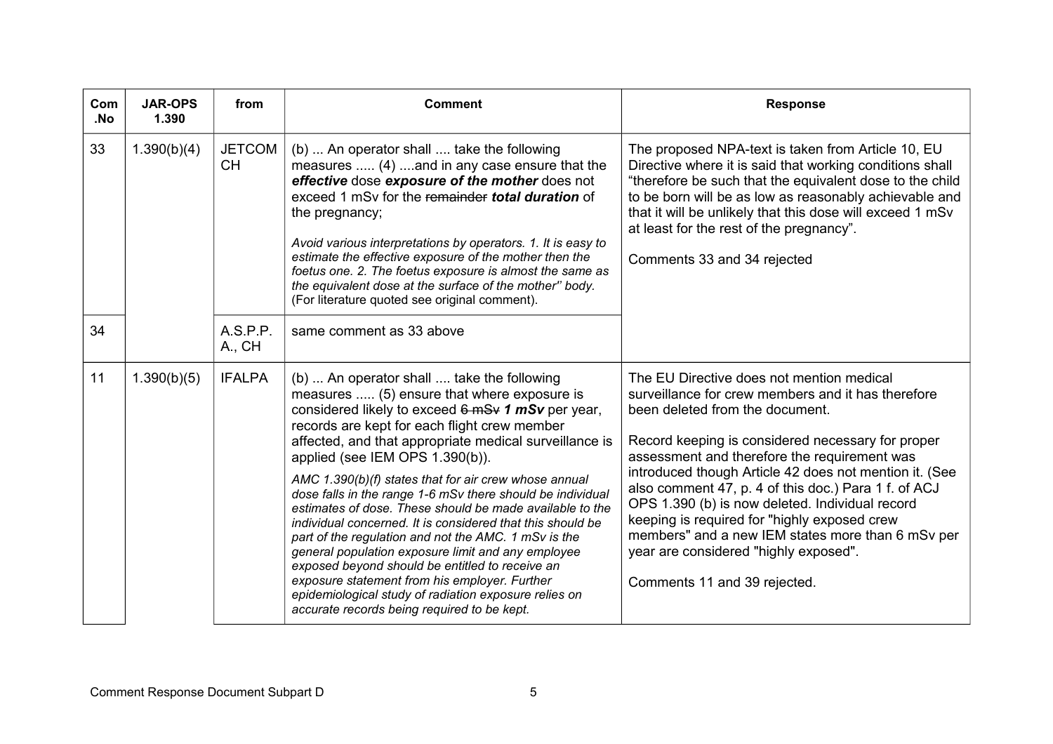| Com .No | JAR-OPS 1.390 | from | Comment | Response |
|---|---|---|---|---|
| 33 | 1.390(b)(4) | JETCOM CH | (b) ... An operator shall .... take the following measures ..... (4) ....and in any case ensure that the ***effective*** dose ***exposure of the mother*** does not exceed 1 mSv for the ~~remainder~~ ***total duration*** of the pregnancy;<br><br>*Avoid various interpretations by operators. 1. It is easy to estimate the effective exposure of the mother then the foetus one. 2. The foetus exposure is almost the same as the equivalent dose at the surface of the mother'' body.* (For literature quoted see original comment). | The proposed NPA-text is taken from Article 10, EU Directive where it is said that working conditions shall "therefore be such that the equivalent dose to the child to be born will be as low as reasonably achievable and that it will be unlikely that this dose will exceed 1 mSv at least for the rest of the pregnancy".<br><br>Comments 33 and 34 rejected |
| 34 | | A.S.P.P. A., CH | same comment as 33 above | |
| 11 | 1.390(b)(5) | IFALPA | (b) ... An operator shall .... take the following measures ..... (5) ensure that where exposure is considered likely to exceed ~~6 mSv~~ ***1 mSv*** per year, records are kept for each flight crew member affected, and that appropriate medical surveillance is applied (see IEM OPS 1.390(b)).<br><br>*AMC 1.390(b)(f) states that for air crew whose annual dose falls in the range 1-6 mSv there should be individual estimates of dose. These should be made available to the individual concerned. It is considered that this should be part of the regulation and not the AMC. 1 mSv is the general population exposure limit and any employee exposed beyond should be entitled to receive an exposure statement from his employer. Further epidemiological study of radiation exposure relies on accurate records being required to be kept.* | The EU Directive does not mention medical surveillance for crew members and it has therefore been deleted from the document.<br><br>Record keeping is considered necessary for proper assessment and therefore the requirement was introduced though Article 42 does not mention it. (See also comment 47, p. 4 of this doc.) Para 1 f. of ACJ OPS 1.390 (b) is now deleted. Individual record keeping is required for "highly exposed crew members" and a new IEM states more than 6 mSv per year are considered "highly exposed".<br><br>Comments 11 and 39 rejected. |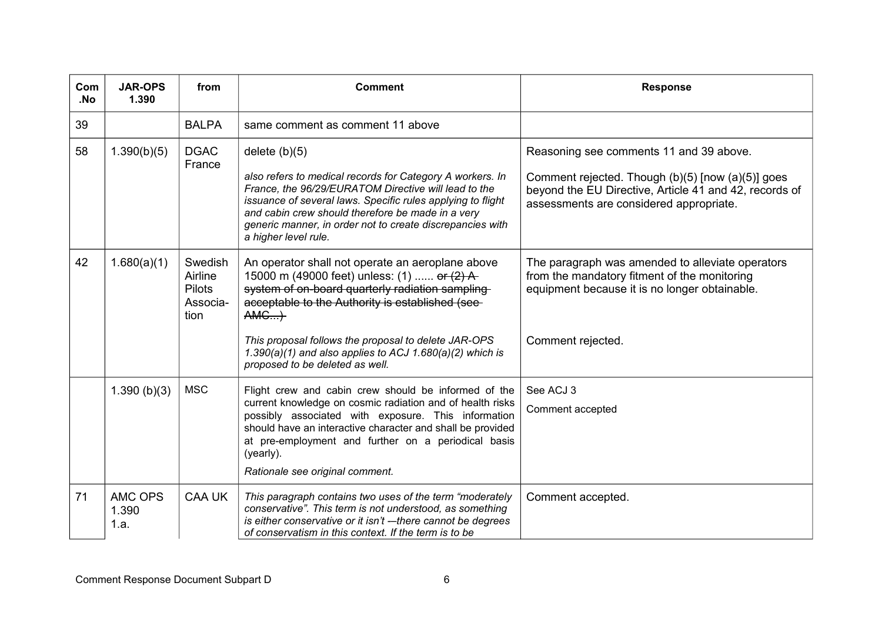| Com .No | JAR-OPS 1.390 | from | Comment | Response |
|---|---|---|---|---|
| 39 | | BALPA | same comment as comment 11 above | |
| 58 | 1.390(b)(5) | DGAC France | delete (b)(5)<br><br>*also refers to medical records for Category A workers. In France, the 96/29/EURATOM Directive will lead to the issuance of several laws. Specific rules applying to flight and cabin crew should therefore be made in a very generic manner, in order not to create discrepancies with a higher level rule.* | Reasoning see comments 11 and 39 above.<br><br>Comment rejected. Though (b)(5) [now (a)(5)] goes beyond the EU Directive, Article 41 and 42, records of assessments are considered appropriate. |
| 42 | 1.680(a)(1) | Swedish Airline Pilots Association | An operator shall not operate an aeroplane above 15000 m (49000 feet) unless: (1) ...... ~~or (2) A system of on-board quarterly radiation sampling acceptable to the Authority is established (see AMC...)~~<br><br>*This proposal follows the proposal to delete JAR-OPS 1.390(a)(1) and also applies to ACJ 1.680(a)(2) which is proposed to be deleted as well.* | The paragraph was amended to alleviate operators from the mandatory fitment of the monitoring equipment because it is no longer obtainable.<br><br>Comment rejected. |
| | 1.390 (b)(3) | MSC | Flight crew and cabin crew should be informed of the current knowledge on cosmic radiation and of health risks possibly associated with exposure. This information should have an interactive character and shall be provided at pre-employment and further on a periodical basis (yearly).<br><br>*Rationale see original comment.* | See ACJ 3<br><br>Comment accepted |
| 71 | AMC OPS 1.390 1.a. | CAA UK | *This paragraph contains two uses of the term "moderately conservative". This term is not understood, as something is either conservative or it isn't –-there cannot be degrees of conservatism in this context. If the term is to be* | Comment accepted. |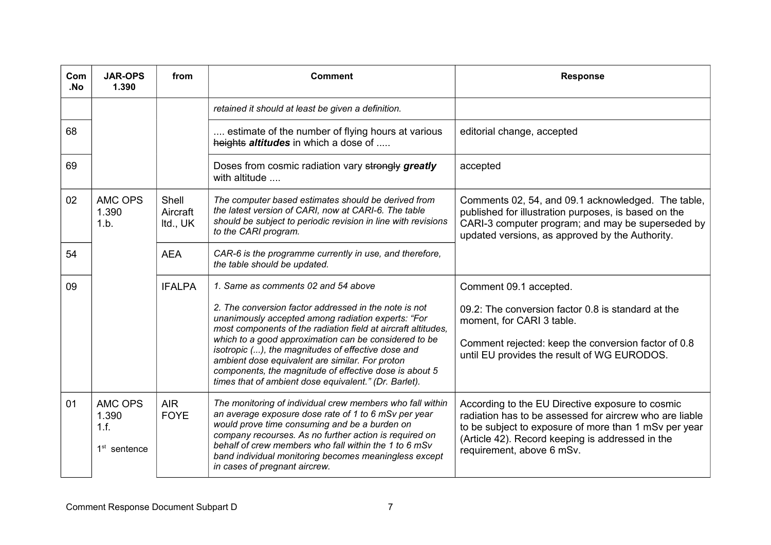| Com .No | JAR-OPS 1.390 | from | Comment | Response |
|---|---|---|---|---|
| | | | *retained it should at least be given a definition.* | |
| 68 | | | .... estimate of the number of flying hours at various ~~heights~~ ***altitudes*** in which a dose of ..... | editorial change, accepted |
| 69 | | | Doses from cosmic radiation vary ~~strongly~~ ***greatly*** with altitude .... | accepted |
| 02 | AMC OPS 1.390 1.b. | Shell Aircraft ltd., UK | *The computer based estimates should be derived from the latest version of CARI, now at CARI-6. The table should be subject to periodic revision in line with revisions to the CARI program.* | Comments 02, 54, and 09.1 acknowledged. The table, published for illustration purposes, is based on the CARI-3 computer program; and may be superseded by updated versions, as approved by the Authority. |
| 54 | | AEA | *CAR-6 is the programme currently in use, and therefore, the table should be updated.* | |
| 09 | | IFALPA | *1. Same as comments 02 and 54 above*<br><br>*2. The conversion factor addressed in the note is not unanimously accepted among radiation experts: "For most components of the radiation field at aircraft altitudes, which to a good approximation can be considered to be isotropic (...), the magnitudes of effective dose and ambient dose equivalent are similar. For proton components, the magnitude of effective dose is about 5 times that of ambient dose equivalent." (Dr. Barlet).* | Comment 09.1 accepted.<br><br>09.2: The conversion factor 0.8 is standard at the moment, for CARI 3 table.<br><br>Comment rejected: keep the conversion factor of 0.8 until EU provides the result of WG EURODOS. |
| 01 | AMC OPS 1.390 1.f.<br><br>1st sentence | AIR FOYE | *The monitoring of individual crew members who fall within an average exposure dose rate of 1 to 6 mSv per year would prove time consuming and be a burden on company recourses. As no further action is required on behalf of crew members who fall within the 1 to 6 mSv band individual monitoring becomes meaningless except in cases of pregnant aircrew.* | According to the EU Directive exposure to cosmic radiation has to be assessed for aircrew who are liable to be subject to exposure of more than 1 mSv per year (Article 42). Record keeping is addressed in the requirement, above 6 mSv. |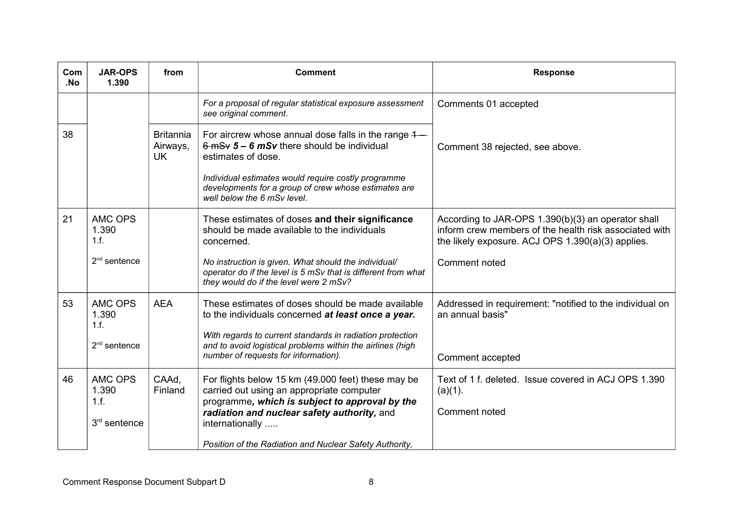| Com .No | JAR-OPS 1.390 | from | Comment | Response |
|---|---|---|---|---|
| | | | *For a proposal of regular statistical exposure assessment see original comment*. | Comments 01 accepted |
| 38 | | Britannia Airways, UK | For aircrew whose annual dose falls in the range ~~1 – 6 mSv~~ ***5 – 6 mSv*** there should be individual estimates of dose.<br><br>*Individual estimates would require costly programme developments for a group of crew whose estimates are well below the 6 mSv level.* | Comment 38 rejected, see above. |
| 21 | AMC OPS 1.390 1.f.<br><br>2nd sentence | | These estimates of doses **and their significance** should be made available to the individuals concerned.<br><br>*No instruction is given. What should the individual/ operator do if the level is 5 mSv that is different from what they would do if the level were 2 mSv?* | According to JAR-OPS 1.390(b)(3) an operator shall inform crew members of the health risk associated with the likely exposure. ACJ OPS 1.390(a)(3) applies.<br><br>Comment noted |
| 53 | AMC OPS 1.390 1.f.<br><br>2nd sentence | AEA | These estimates of doses should be made available to the individuals concerned ***at least once a year.***<br><br>*With regards to current standards in radiation protection and to avoid logistical problems within the airlines (high number of requests for information).* | Addressed in requirement: "notified to the individual on an annual basis"<br><br>Comment accepted |
| 46 | AMC OPS 1.390 1.f.<br><br>3rd sentence | CAAd, Finland | For flights below 15 km (49.000 feet) these may be carried out using an appropriate computer programme***, which is subject to approval by the radiation and nuclear safety authority,*** and internationally .....<br><br>*Position of the Radiation and Nuclear Safety Authority,* | Text of 1 f. deleted. Issue covered in ACJ OPS 1.390 (a)(1).<br><br>Comment noted |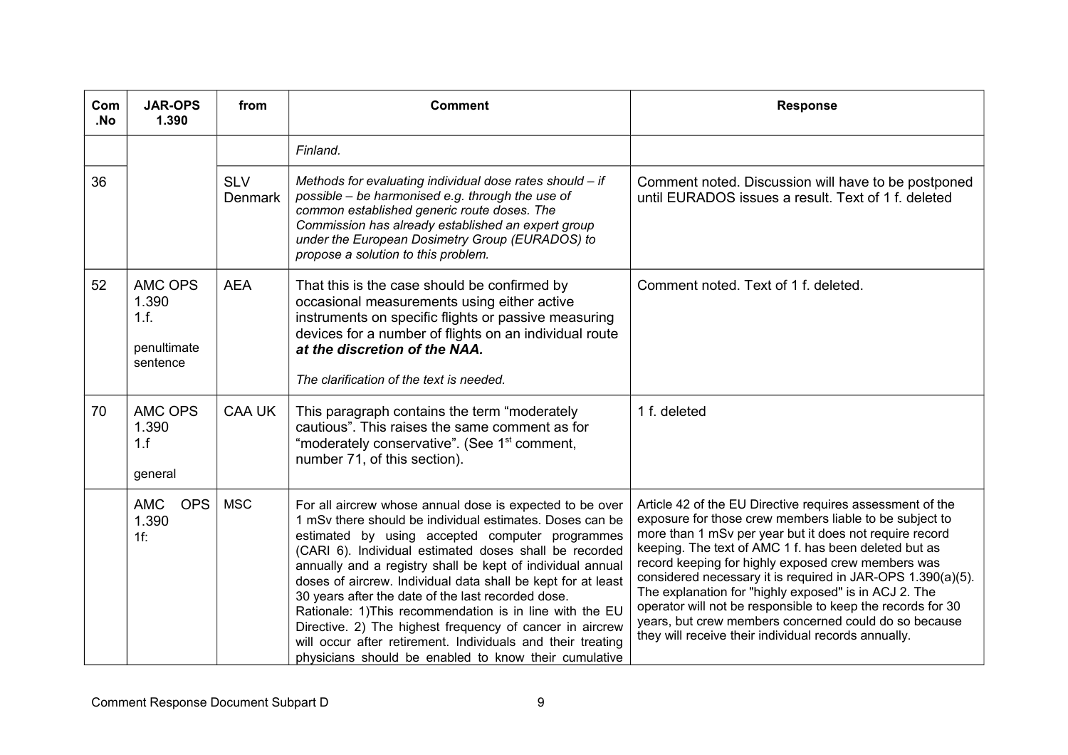| Com .No | JAR-OPS 1.390 | from | Comment | Response |
|---|---|---|---|---|
| | | | *Finland.* | |
| 36 | | SLV Denmark | *Methods for evaluating individual dose rates should – if possible – be harmonised e.g. through the use of common established generic route doses. The Commission has already established an expert group under the European Dosimetry Group (EURADOS) to propose a solution to this problem.* | Comment noted. Discussion will have to be postponed until EURADOS issues a result. Text of 1 f. deleted |
| 52 | AMC OPS 1.390 1.f. penultimate sentence | AEA | That this is the case should be confirmed by occasional measurements using either active instruments on specific flights or passive measuring devices for a number of flights on an individual route ***at the discretion of the NAA.*** *The clarification of the text is needed.* | Comment noted. Text of 1 f. deleted. |
| 70 | AMC OPS 1.390 1.f general | CAA UK | This paragraph contains the term "moderately cautious". This raises the same comment as for "moderately conservative". (See 1st comment, number 71, of this section). | 1 f. deleted |
| | AMC OPS 1.390 1f: | MSC | For all aircrew whose annual dose is expected to be over 1 mSv there should be individual estimates. Doses can be estimated by using accepted computer programmes (CARI 6). Individual estimated doses shall be recorded annually and a registry shall be kept of individual annual doses of aircrew. Individual data shall be kept for at least 30 years after the date of the last recorded dose. Rationale: 1)This recommendation is in line with the EU Directive. 2) The highest frequency of cancer in aircrew will occur after retirement. Individuals and their treating physicians should be enabled to know their cumulative | Article 42 of the EU Directive requires assessment of the exposure for those crew members liable to be subject to more than 1 mSv per year but it does not require record keeping. The text of AMC 1 f. has been deleted but as record keeping for highly exposed crew members was considered necessary it is required in JAR-OPS 1.390(a)(5). The explanation for "highly exposed" is in ACJ 2. The operator will not be responsible to keep the records for 30 years, but crew members concerned could do so because they will receive their individual records annually. |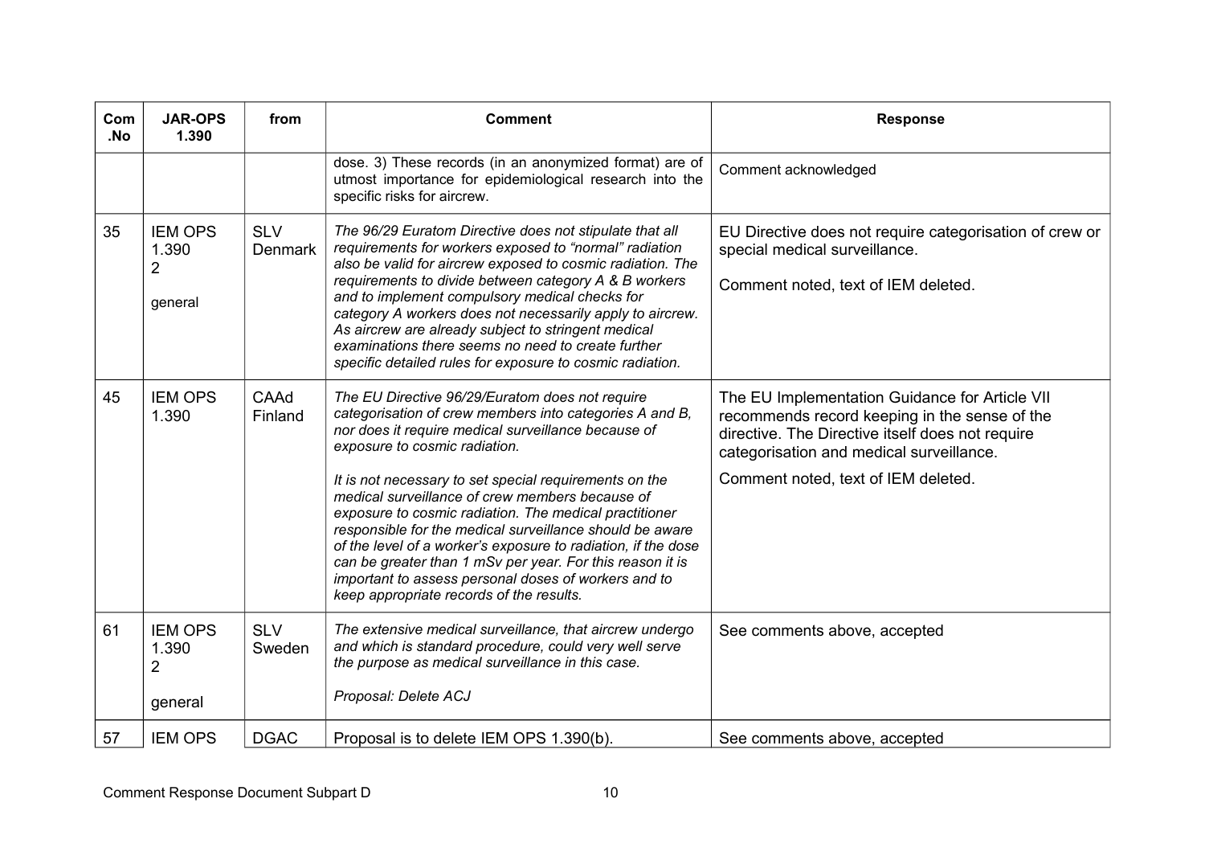| Com .No | JAR-OPS 1.390 | from | Comment | Response |
|---|---|---|---|---|
| | | | dose. 3) These records (in an anonymized format) are of utmost importance for epidemiological research into the specific risks for aircrew. | Comment acknowledged |
| 35 | IEM OPS 1.390 2<br><br>general | SLV Denmark | *The 96/29 Euratom Directive does not stipulate that all requirements for workers exposed to "normal" radiation also be valid for aircrew exposed to cosmic radiation. The requirements to divide between category A & B workers and to implement compulsory medical checks for category A workers does not necessarily apply to aircrew. As aircrew are already subject to stringent medical examinations there seems no need to create further specific detailed rules for exposure to cosmic radiation.* | EU Directive does not require categorisation of crew or special medical surveillance.<br><br>Comment noted, text of IEM deleted. |
| 45 | IEM OPS 1.390 | CAAd Finland | *The EU Directive 96/29/Euratom does not require categorisation of crew members into categories A and B, nor does it require medical surveillance because of exposure to cosmic radiation.*<br><br>*It is not necessary to set special requirements on the medical surveillance of crew members because of exposure to cosmic radiation. The medical practitioner responsible for the medical surveillance should be aware of the level of a worker's exposure to radiation, if the dose can be greater than 1 mSv per year. For this reason it is important to assess personal doses of workers and to keep appropriate records of the results.* | The EU Implementation Guidance for Article VII recommends record keeping in the sense of the directive. The Directive itself does not require categorisation and medical surveillance.<br><br>Comment noted, text of IEM deleted. |
| 61 | IEM OPS 1.390 2<br><br>general | SLV Sweden | *The extensive medical surveillance, that aircrew undergo and which is standard procedure, could very well serve the purpose as medical surveillance in this case.*<br><br>*Proposal: Delete ACJ* | See comments above, accepted |
| 57 | IEM OPS | DGAC | Proposal is to delete IEM OPS 1.390(b). | See comments above, accepted |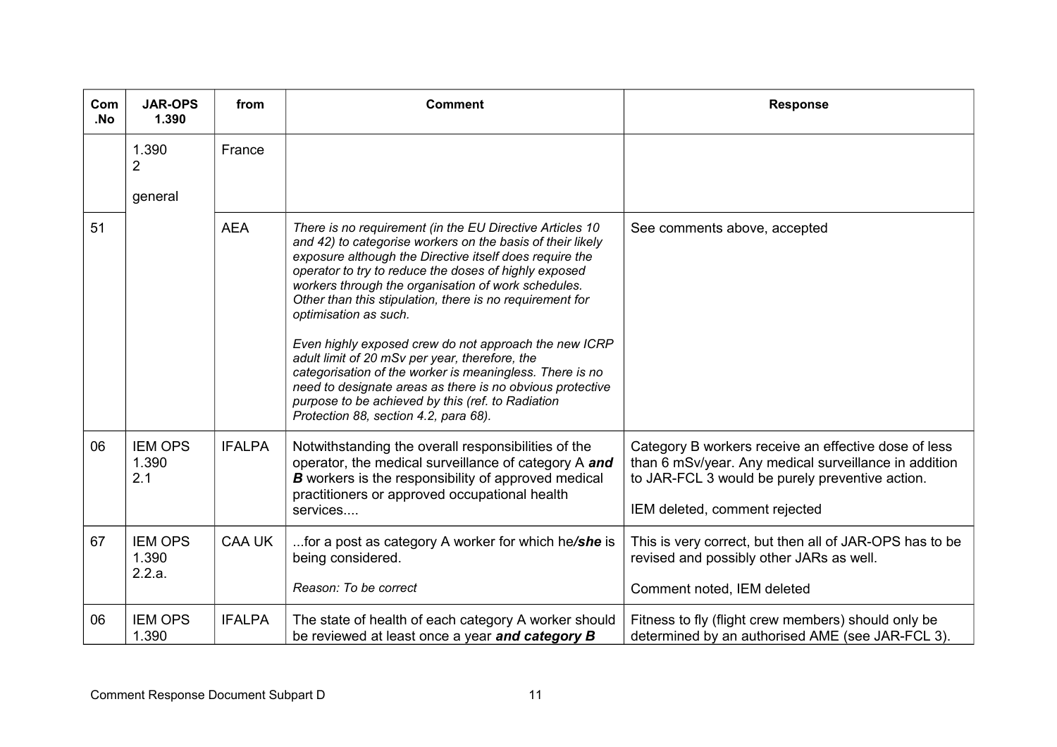| Com .No | JAR-OPS 1.390 | from | Comment | Response |
|---|---|---|---|---|
| | 1.390<br>2<br><br>general | France | | |
| 51 | | AEA | *There is no requirement (in the EU Directive Articles 10 and 42) to categorise workers on the basis of their likely exposure although the Directive itself does require the operator to try to reduce the doses of highly exposed workers through the organisation of work schedules. Other than this stipulation, there is no requirement for optimisation as such.*<br><br>*Even highly exposed crew do not approach the new ICRP adult limit of 20 mSv per year, therefore, the categorisation of the worker is meaningless. There is no need to designate areas as there is no obvious protective purpose to be achieved by this (ref. to Radiation Protection 88, section 4.2, para 68).* | See comments above, accepted |
| 06 | IEM OPS 1.390 2.1 | IFALPA | Notwithstanding the overall responsibilities of the operator, the medical surveillance of category A ***and B*** workers is the responsibility of approved medical practitioners or approved occupational health services.... | Category B workers receive an effective dose of less than 6 mSv/year. Any medical surveillance in addition to JAR-FCL 3 would be purely preventive action.<br><br>IEM deleted, comment rejected |
| 67 | IEM OPS 1.390 2.2.a. | CAA UK | ...for a post as category A worker for which he***/she*** is being considered.<br><br>*Reason: To be correct* | This is very correct, but then all of JAR-OPS has to be revised and possibly other JARs as well.<br><br>Comment noted, IEM deleted |
| 06 | IEM OPS 1.390 | IFALPA | The state of health of each category A worker should be reviewed at least once a year ***and category B*** | Fitness to fly (flight crew members) should only be determined by an authorised AME (see JAR-FCL 3). |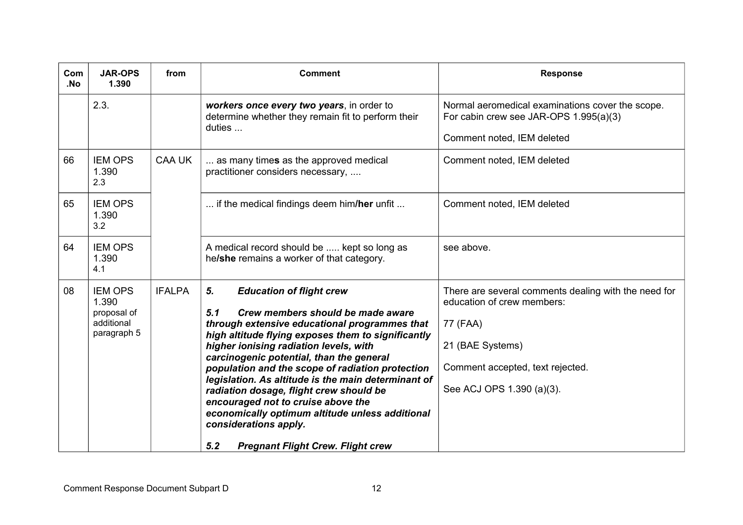| Com .No | JAR-OPS 1.390 | from | Comment | Response |
|---|---|---|---|---|
| | 2.3. | | ***workers once every two years***, in order to determine whether they remain fit to perform their duties ... | Normal aeromedical examinations cover the scope. For cabin crew see JAR-OPS 1.995(a)(3)<br><br>Comment noted, IEM deleted |
| 66 | IEM OPS 1.390 2.3 | CAA UK | ... as many time**s** as the approved medical practitioner considers necessary, .... | Comment noted, IEM deleted |
| 65 | IEM OPS 1.390 3.2 | | ... if the medical findings deem him**/her** unfit ... | Comment noted, IEM deleted |
| 64 | IEM OPS 1.390 4.1 | | A medical record should be ..... kept so long as he**/she** remains a worker of that category. | see above. |
| 08 | IEM OPS 1.390 proposal of additional paragraph 5 | IFALPA | ***5. Education of flight crew***<br><br>***5.1 Crew members should be made aware through extensive educational programmes that high altitude flying exposes them to significantly higher ionising radiation levels, with carcinogenic potential, than the general population and the scope of radiation protection legislation. As altitude is the main determinant of radiation dosage, flight crew should be encouraged not to cruise above the economically optimum altitude unless additional considerations apply.***<br><br>***5.2 Pregnant Flight Crew. Flight crew*** | There are several comments dealing with the need for education of crew members:<br><br>77 (FAA)<br><br>21 (BAE Systems)<br><br>Comment accepted, text rejected.<br><br>See ACJ OPS 1.390 (a)(3). |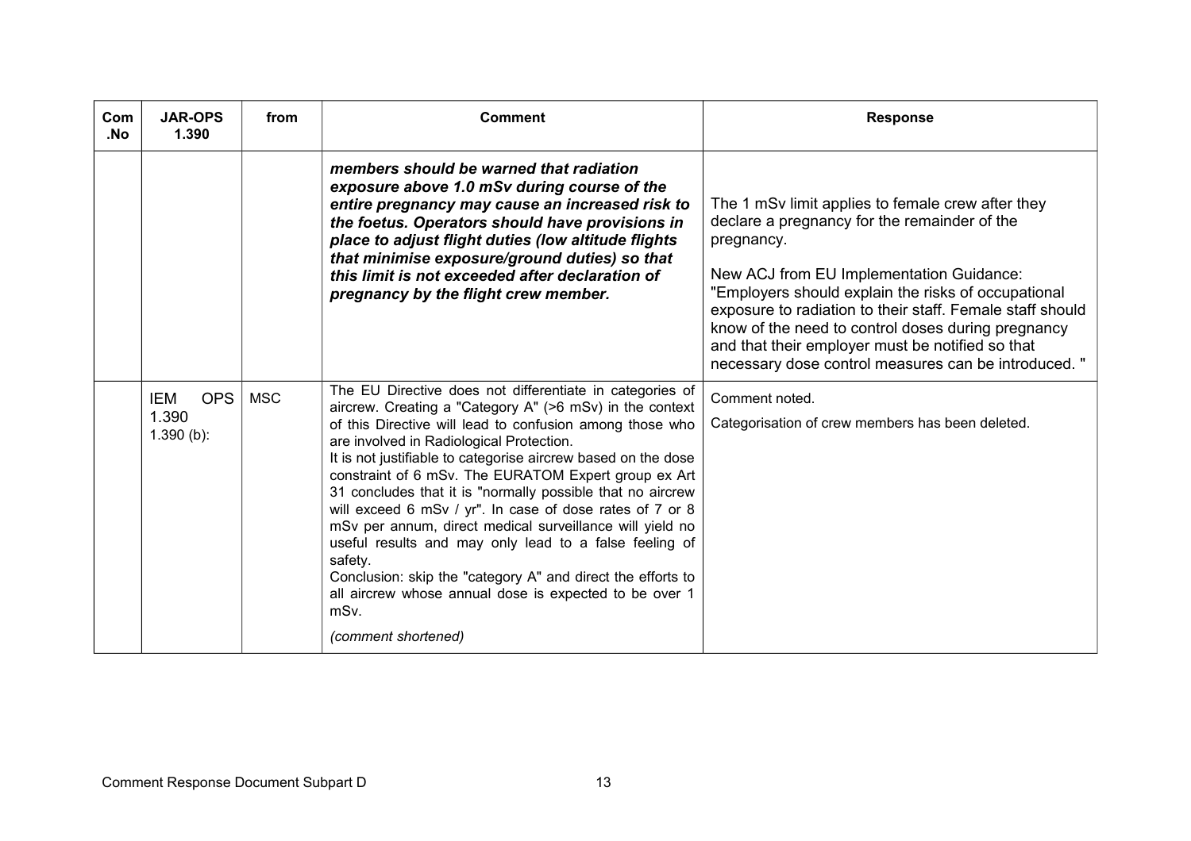| Com .No | JAR-OPS 1.390 | from | Comment | Response |
|---|---|---|---|---|
| | | | ***members should be warned that radiation exposure above 1.0 mSv during course of the entire pregnancy may cause an increased risk to the foetus. Operators should have provisions in place to adjust flight duties (low altitude flights that minimise exposure/ground duties) so that this limit is not exceeded after declaration of pregnancy by the flight crew member.*** | The 1 mSv limit applies to female crew after they declare a pregnancy for the remainder of the pregnancy.<br><br>New ACJ from EU Implementation Guidance: "Employers should explain the risks of occupational exposure to radiation to their staff. Female staff should know of the need to control doses during pregnancy and that their employer must be notified so that necessary dose control measures can be introduced. " |
| | IEM OPS 1.390<br>1.390 (b): | MSC | The EU Directive does not differentiate in categories of aircrew. Creating a "Category A" (>6 mSv) in the context of this Directive will lead to confusion among those who are involved in Radiological Protection.<br>It is not justifiable to categorise aircrew based on the dose constraint of 6 mSv. The EURATOM Expert group ex Art 31 concludes that it is "normally possible that no aircrew will exceed 6 mSv / yr". In case of dose rates of 7 or 8 mSv per annum, direct medical surveillance will yield no useful results and may only lead to a false feeling of safety.<br>Conclusion: skip the "category A" and direct the efforts to all aircrew whose annual dose is expected to be over 1 mSv.<br><br>*(comment shortened)* | Comment noted.<br><br>Categorisation of crew members has been deleted. |